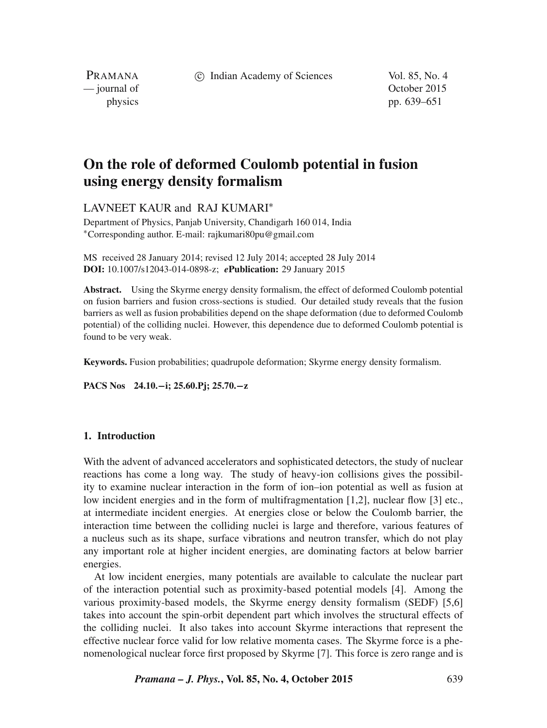# On the role of deformed Coulomb potential in fusion using energy density formalism

LAVNEET KAUR and RAJ KUMARI*

Department of Physics, Panjab University, Chandigarh 160 014, India
*Corresponding author. E-mail: rajkumari80pu@gmail.com

MS received 28 January 2014; revised 12 July 2014; accepted 28 July 2014
**DOI:** 10.1007/s12043-014-0898-z; ***e*Publication:** 29 January 2015

**Abstract.** Using the Skyrme energy density formalism, the effect of deformed Coulomb potential on fusion barriers and fusion cross-sections is studied. Our detailed study reveals that the fusion barriers as well as fusion probabilities depend on the shape deformation (due to deformed Coulomb potential) of the colliding nuclei. However, this dependence due to deformed Coulomb potential is found to be very weak.

**Keywords.** Fusion probabilities; quadrupole deformation; Skyrme energy density formalism.

**PACS Nos** 24.10.−i; 25.60.Pj; 25.70.−z

## 1. Introduction

With the advent of advanced accelerators and sophisticated detectors, the study of nuclear reactions has come a long way. The study of heavy-ion collisions gives the possibility to examine nuclear interaction in the form of ion–ion potential as well as fusion at low incident energies and in the form of multifragmentation [1,2], nuclear flow [3] etc., at intermediate incident energies. At energies close or below the Coulomb barrier, the interaction time between the colliding nuclei is large and therefore, various features of a nucleus such as its shape, surface vibrations and neutron transfer, which do not play any important role at higher incident energies, are dominating factors at below barrier energies.

At low incident energies, many potentials are available to calculate the nuclear part of the interaction potential such as proximity-based potential models [4]. Among the various proximity-based models, the Skyrme energy density formalism (SEDF) [5,6] takes into account the spin-orbit dependent part which involves the structural effects of the colliding nuclei. It also takes into account Skyrme interactions that represent the effective nuclear force valid for low relative momenta cases. The Skyrme force is a phenomenological nuclear force first proposed by Skyrme [7]. This force is zero range and is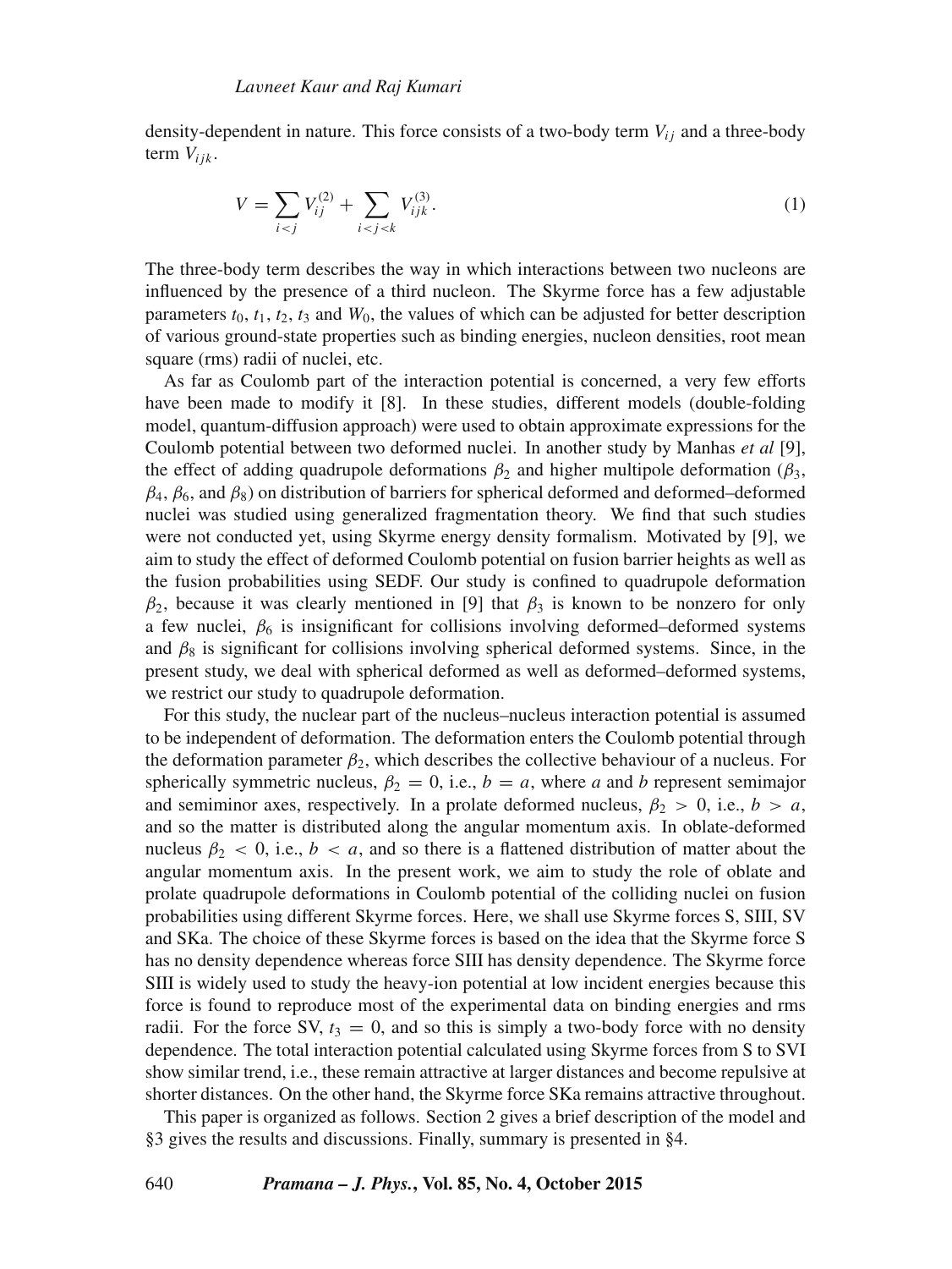density-dependent in nature. This force consists of a two-body term $V_{ij}$ and a three-body term $V_{ijk}$.

$$V = \sum_{i<j} V_{ij}^{(2)} + \sum_{i<j<k} V_{ijk}^{(3)}. \tag{1}$$

The three-body term describes the way in which interactions between two nucleons are influenced by the presence of a third nucleon. The Skyrme force has a few adjustable parameters $t_0$, $t_1$, $t_2$, $t_3$ and $W_0$, the values of which can be adjusted for better description of various ground-state properties such as binding energies, nucleon densities, root mean square (rms) radii of nuclei, etc.

As far as Coulomb part of the interaction potential is concerned, a very few efforts have been made to modify it [8]. In these studies, different models (double-folding model, quantum-diffusion approach) were used to obtain approximate expressions for the Coulomb potential between two deformed nuclei. In another study by Manhas *et al* [9], the effect of adding quadrupole deformations $\beta_2$ and higher multipole deformation ($\beta_3$, $\beta_4$, $\beta_6$, and $\beta_8$) on distribution of barriers for spherical deformed and deformed–deformed nuclei was studied using generalized fragmentation theory. We find that such studies were not conducted yet, using Skyrme energy density formalism. Motivated by [9], we aim to study the effect of deformed Coulomb potential on fusion barrier heights as well as the fusion probabilities using SEDF. Our study is confined to quadrupole deformation $\beta_2$, because it was clearly mentioned in [9] that $\beta_3$ is known to be nonzero for only a few nuclei, $\beta_6$ is insignificant for collisions involving deformed–deformed systems and $\beta_8$ is significant for collisions involving spherical deformed systems. Since, in the present study, we deal with spherical deformed as well as deformed–deformed systems, we restrict our study to quadrupole deformation.

For this study, the nuclear part of the nucleus–nucleus interaction potential is assumed to be independent of deformation. The deformation enters the Coulomb potential through the deformation parameter $\beta_2$, which describes the collective behaviour of a nucleus. For spherically symmetric nucleus, $\beta_2 = 0$, i.e., $b = a$, where $a$ and $b$ represent semimajor and semiminor axes, respectively. In a prolate deformed nucleus, $\beta_2 > 0$, i.e., $b > a$, and so the matter is distributed along the angular momentum axis. In oblate-deformed nucleus $\beta_2 < 0$, i.e., $b < a$, and so there is a flattened distribution of matter about the angular momentum axis. In the present work, we aim to study the role of oblate and prolate quadrupole deformations in Coulomb potential of the colliding nuclei on fusion probabilities using different Skyrme forces. Here, we shall use Skyrme forces S, SIII, SV and SKa. The choice of these Skyrme forces is based on the idea that the Skyrme force S has no density dependence whereas force SIII has density dependence. The Skyrme force SIII is widely used to study the heavy-ion potential at low incident energies because this force is found to reproduce most of the experimental data on binding energies and rms radii. For the force SV, $t_3 = 0$, and so this is simply a two-body force with no density dependence. The total interaction potential calculated using Skyrme forces from S to SVI show similar trend, i.e., these remain attractive at larger distances and become repulsive at shorter distances. On the other hand, the Skyrme force SKa remains attractive throughout.

This paper is organized as follows. Section 2 gives a brief description of the model and §3 gives the results and discussions. Finally, summary is presented in §4.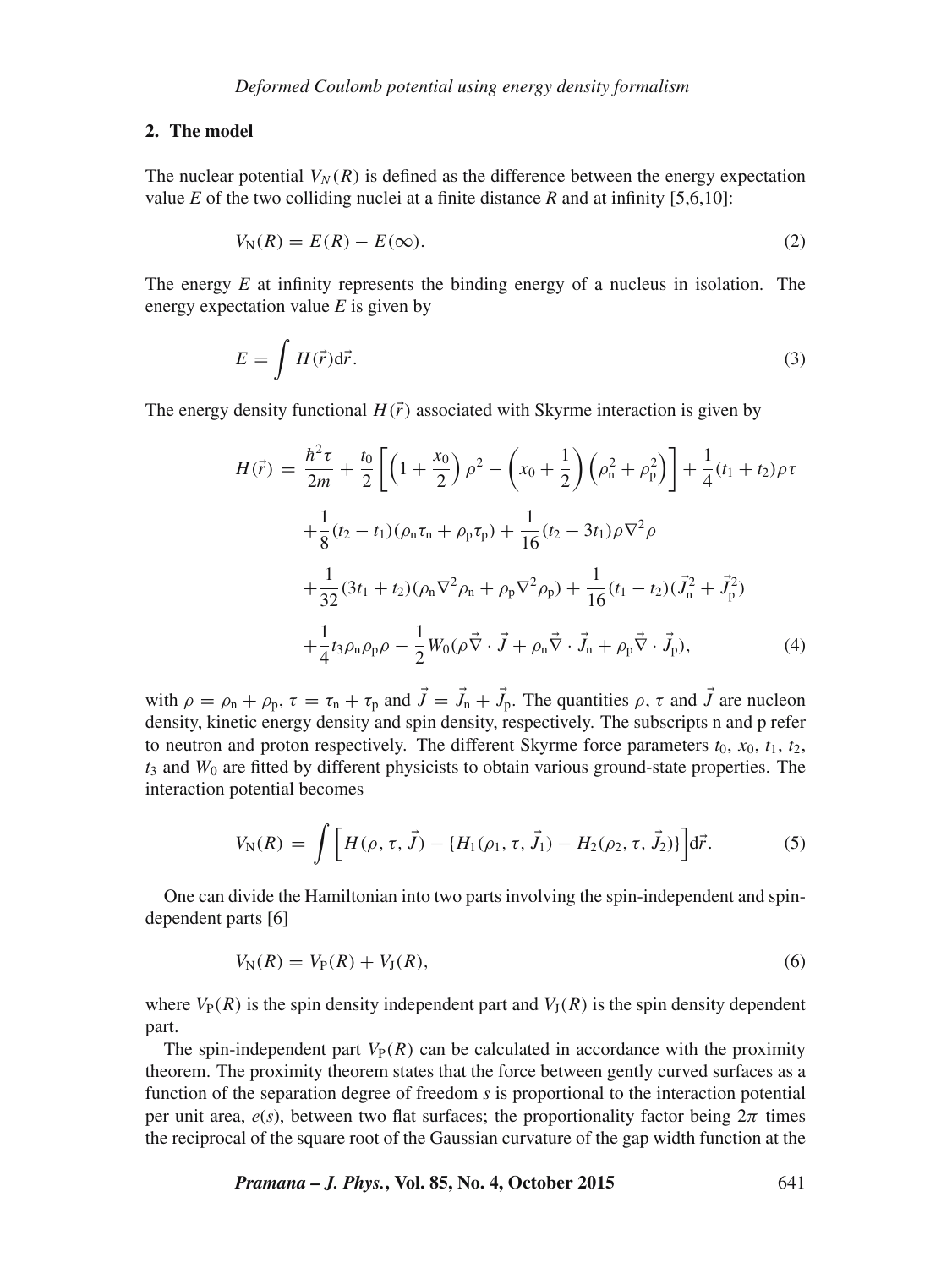## 2. The model

The nuclear potential $V_N(R)$ is defined as the difference between the energy expectation value $E$ of the two colliding nuclei at a finite distance $R$ and at infinity [5,6,10]:

$$V_{\mathrm{N}}(R) = E(R) - E(\infty). \tag{2}$$

The energy $E$ at infinity represents the binding energy of a nucleus in isolation. The energy expectation value $E$ is given by

$$E = \int H(\vec{r})\mathrm{d}\vec{r}. \tag{3}$$

The energy density functional $H(\vec{r})$ associated with Skyrme interaction is given by

$$\begin{aligned}
H(\vec{r}) = {} & \frac{\hbar^2\tau}{2m} + \frac{t_0}{2}\left[\left(1+\frac{x_0}{2}\right)\rho^2 - \left(x_0+\frac{1}{2}\right)\left(\rho_{\mathrm{n}}^2+\rho_{\mathrm{p}}^2\right)\right] + \frac{1}{4}(t_1+t_2)\rho\tau \\
& + \frac{1}{8}(t_2-t_1)(\rho_{\mathrm{n}}\tau_{\mathrm{n}}+\rho_{\mathrm{p}}\tau_{\mathrm{p}}) + \frac{1}{16}(t_2-3t_1)\rho\nabla^2\rho \\
& + \frac{1}{32}(3t_1+t_2)(\rho_{\mathrm{n}}\nabla^2\rho_{\mathrm{n}}+\rho_{\mathrm{p}}\nabla^2\rho_{\mathrm{p}}) + \frac{1}{16}(t_1-t_2)(\vec{J}_{\mathrm{n}}^2+\vec{J}_{\mathrm{p}}^2) \\
& + \frac{1}{4}t_3\rho_{\mathrm{n}}\rho_{\mathrm{p}}\rho - \frac{1}{2}W_0(\rho\vec{\nabla}\cdot\vec{J}+\rho_{\mathrm{n}}\vec{\nabla}\cdot\vec{J}_{\mathrm{n}}+\rho_{\mathrm{p}}\vec{\nabla}\cdot\vec{J}_{\mathrm{p}}),
\end{aligned} \tag{4}$$

with $\rho = \rho_{\mathrm{n}} + \rho_{\mathrm{p}}$, $\tau = \tau_{\mathrm{n}} + \tau_{\mathrm{p}}$ and $\vec{J} = \vec{J}_{\mathrm{n}} + \vec{J}_{\mathrm{p}}$. The quantities $\rho$, $\tau$ and $\vec{J}$ are nucleon density, kinetic energy density and spin density, respectively. The subscripts n and p refer to neutron and proton respectively. The different Skyrme force parameters $t_0$, $x_0$, $t_1$, $t_2$, $t_3$ and $W_0$ are fitted by different physicists to obtain various ground-state properties. The interaction potential becomes

$$V_{\mathrm{N}}(R) = \int\left[H(\rho,\tau,\vec{J}) - \{H_1(\rho_1,\tau,\vec{J}_1) - H_2(\rho_2,\tau,\vec{J}_2)\}\right]\mathrm{d}\vec{r}. \tag{5}$$

One can divide the Hamiltonian into two parts involving the spin-independent and spin-dependent parts [6]

$$V_{\mathrm{N}}(R) = V_{\mathrm{P}}(R) + V_{\mathrm{J}}(R), \tag{6}$$

where $V_{\mathrm{P}}(R)$ is the spin density independent part and $V_{\mathrm{J}}(R)$ is the spin density dependent part.

The spin-independent part $V_{\mathrm{P}}(R)$ can be calculated in accordance with the proximity theorem. The proximity theorem states that the force between gently curved surfaces as a function of the separation degree of freedom $s$ is proportional to the interaction potential per unit area, $e(s)$, between two flat surfaces; the proportionality factor being $2\pi$ times the reciprocal of the square root of the Gaussian curvature of the gap width function at the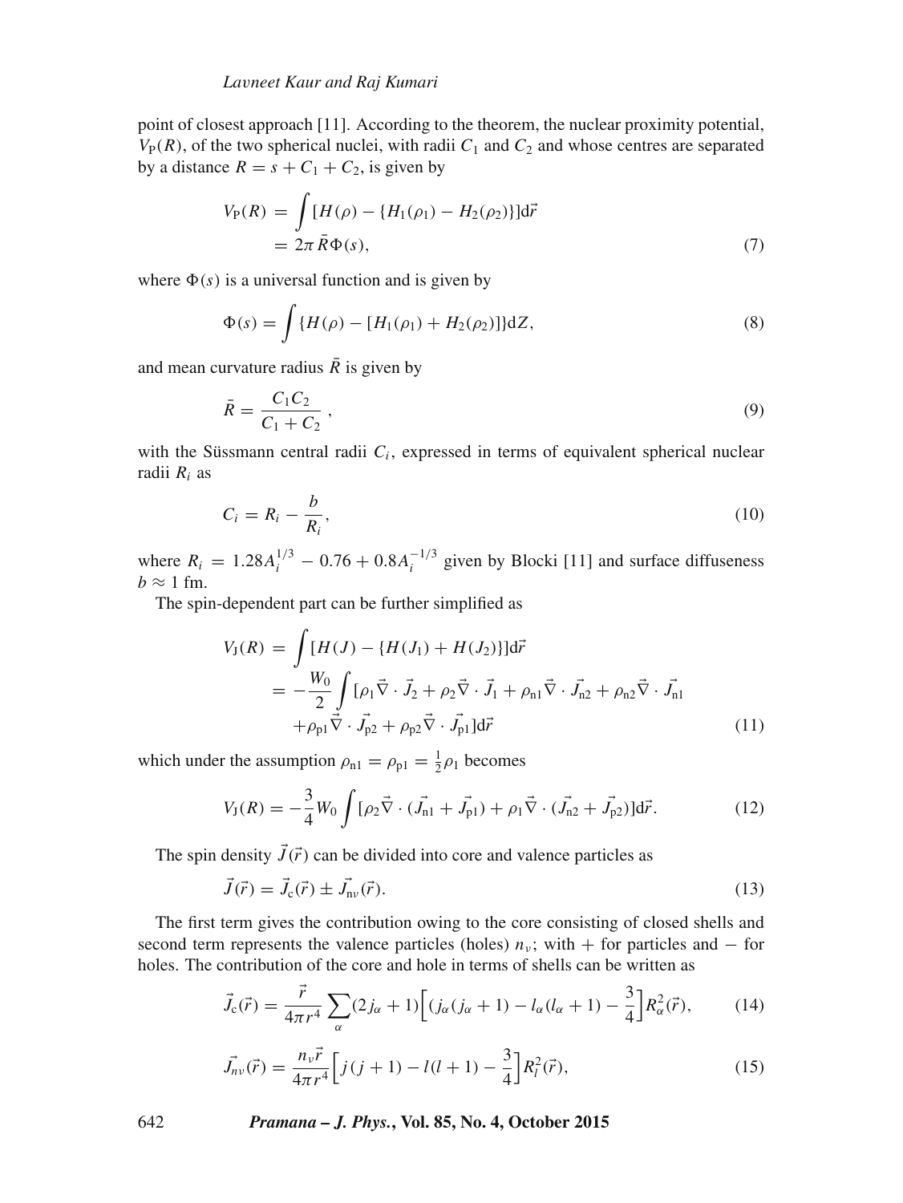point of closest approach [11]. According to the theorem, the nuclear proximity potential, $V_{\rm P}(R)$, of the two spherical nuclei, with radii $C_1$ and $C_2$ and whose centres are separated by a distance $R = s + C_1 + C_2$, is given by

$$V_{\rm P}(R) = \int [H(\rho) - \{H_1(\rho_1) - H_2(\rho_2)\}]{\rm d}\vec{r}$$
$$= 2\pi \bar{R}\Phi(s), \tag{7}$$

where $\Phi(s)$ is a universal function and is given by

$$\Phi(s) = \int \{H(\rho) - [H_1(\rho_1) + H_2(\rho_2)]\}{\rm d}Z, \tag{8}$$

and mean curvature radius $\bar{R}$ is given by

$$\bar{R} = \frac{C_1 C_2}{C_1 + C_2}, \tag{9}$$

with the Süssmann central radii $C_i$, expressed in terms of equivalent spherical nuclear radii $R_i$ as

$$C_i = R_i - \frac{b}{R_i}, \tag{10}$$

where $R_i = 1.28A_i^{1/3} - 0.76 + 0.8A_i^{-1/3}$ given by Blocki [11] and surface diffuseness $b \approx 1$ fm.

The spin-dependent part can be further simplified as

$$V_{\rm J}(R) = \int [H(J) - \{H(J_1) + H(J_2)\}]{\rm d}\vec{r}$$
$$= -\frac{W_0}{2}\int [\rho_1 \vec{\nabla}\cdot\vec{J}_2 + \rho_2 \vec{\nabla}\cdot\vec{J}_1 + \rho_{\rm n1}\vec{\nabla}\cdot\vec{J}_{\rm n2} + \rho_{\rm n2}\vec{\nabla}\cdot\vec{J}_{\rm n1}$$
$$+\rho_{\rm p1}\vec{\nabla}\cdot\vec{J}_{\rm p2} + \rho_{\rm p2}\vec{\nabla}\cdot\vec{J}_{\rm p1}]{\rm d}\vec{r} \tag{11}$$

which under the assumption $\rho_{\rm n1} = \rho_{\rm p1} = \frac{1}{2}\rho_1$ becomes

$$V_{\rm J}(R) = -\frac{3}{4}W_0 \int [\rho_2 \vec{\nabla}\cdot(\vec{J}_{\rm n1} + \vec{J}_{\rm p1}) + \rho_1 \vec{\nabla}\cdot(\vec{J}_{\rm n2} + \vec{J}_{\rm p2})]{\rm d}\vec{r}. \tag{12}$$

The spin density $\vec{J}(\vec{r})$ can be divided into core and valence particles as

$$\vec{J}(\vec{r}) = \vec{J}_{\rm c}(\vec{r}) \pm \vec{J}_{{\rm n}\nu}(\vec{r}). \tag{13}$$

The first term gives the contribution owing to the core consisting of closed shells and second term represents the valence particles (holes) $n_\nu$; with + for particles and − for holes. The contribution of the core and hole in terms of shells can be written as

$$\vec{J}_{\rm c}(\vec{r}) = \frac{\vec{r}}{4\pi r^4}\sum_\alpha (2j_\alpha + 1)\Big[(j_\alpha(j_\alpha + 1) - l_\alpha(l_\alpha + 1) - \frac{3}{4}\Big]R_\alpha^2(\vec{r}), \tag{14}$$

$$\vec{J}_{n\nu}(\vec{r}) = \frac{n_\nu \vec{r}}{4\pi r^4}\Big[j(j+1) - l(l+1) - \frac{3}{4}\Big]R_l^2(\vec{r}), \tag{15}$$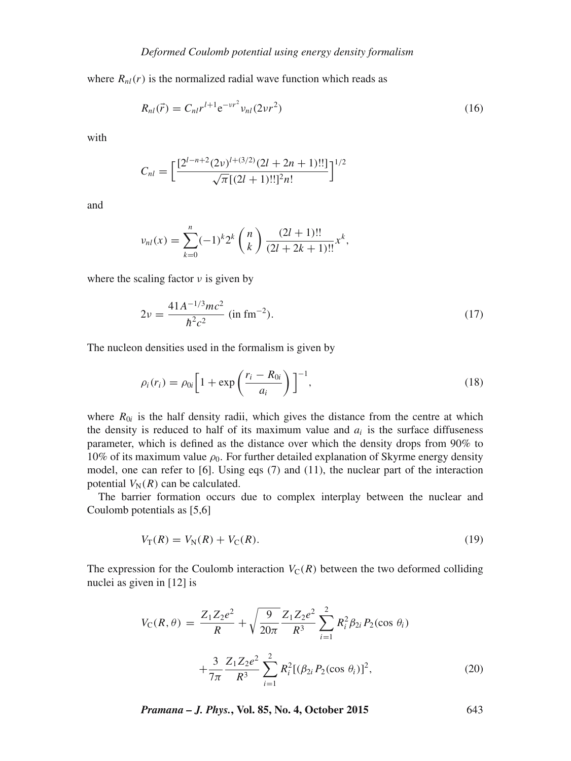where $R_{nl}(r)$ is the normalized radial wave function which reads as

$$R_{nl}(\vec{r}) = C_{nl} r^{l+1} \mathrm{e}^{-\nu r^2} \nu_{nl}(2\nu r^2) \tag{16}$$

with

$$C_{nl} = \Big[ \frac{[2^{l-n+2}(2\nu)^{l+(3/2)}(2l+2n+1)!!]}{\sqrt{\pi}[(2l+1)!!]^2 n!} \Big]^{1/2}$$

and

$$\nu_{nl}(x) = \sum_{k=0}^{n} (-1)^k 2^k \binom{n}{k} \frac{(2l+1)!!}{(2l+2k+1)!!} x^k,$$

where the scaling factor $\nu$ is given by

$$2\nu = \frac{41 A^{-1/3} mc^2}{\hbar^2 c^2} \text{ (in fm}^{-2}\text{)}. \tag{17}$$

The nucleon densities used in the formalism is given by

$$\rho_i(r_i) = \rho_{0i} \Big[ 1 + \exp\left( \frac{r_i - R_{0i}}{a_i} \right) \Big]^{-1}, \tag{18}$$

where $R_{0i}$ is the half density radii, which gives the distance from the centre at which the density is reduced to half of its maximum value and $a_i$ is the surface diffuseness parameter, which is defined as the distance over which the density drops from 90% to 10% of its maximum value $\rho_0$. For further detailed explanation of Skyrme energy density model, one can refer to [6]. Using eqs (7) and (11), the nuclear part of the interaction potential $V_{\mathrm{N}}(R)$ can be calculated.

The barrier formation occurs due to complex interplay between the nuclear and Coulomb potentials as [5,6]

$$V_{\mathrm{T}}(R) = V_{\mathrm{N}}(R) + V_{\mathrm{C}}(R). \tag{19}$$

The expression for the Coulomb interaction $V_{\mathrm{C}}(R)$ between the two deformed colliding nuclei as given in [12] is

$$V_{\mathrm{C}}(R,\theta) = \frac{Z_1 Z_2 e^2}{R} + \sqrt{\frac{9}{20\pi}} \frac{Z_1 Z_2 e^2}{R^3} \sum_{i=1}^{2} R_i^2 \beta_{2i} P_2(\cos\theta_i) + \frac{3}{7\pi} \frac{Z_1 Z_2 e^2}{R^3} \sum_{i=1}^{2} R_i^2 [(\beta_{2i} P_2(\cos\theta_i)]^2, \tag{20}$$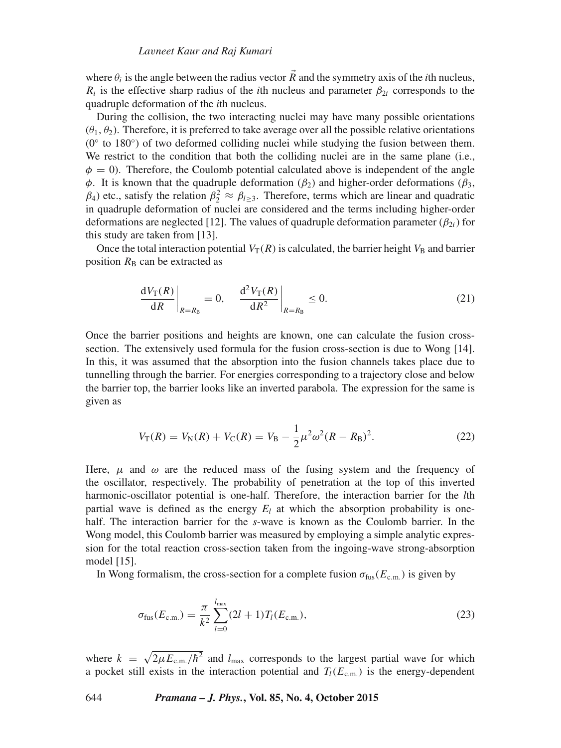where $\theta_i$ is the angle between the radius vector $\vec{R}$ and the symmetry axis of the $i$th nucleus, $R_i$ is the effective sharp radius of the $i$th nucleus and parameter $\beta_{2i}$ corresponds to the quadruple deformation of the $i$th nucleus.

During the collision, the two interacting nuclei may have many possible orientations $(\theta_1, \theta_2)$. Therefore, it is preferred to take average over all the possible relative orientations ($0^\circ$ to $180^\circ$) of two deformed colliding nuclei while studying the fusion between them. We restrict to the condition that both the colliding nuclei are in the same plane (i.e., $\phi = 0$). Therefore, the Coulomb potential calculated above is independent of the angle $\phi$. It is known that the quadruple deformation ($\beta_2$) and higher-order deformations ($\beta_3$, $\beta_4$) etc., satisfy the relation $\beta_2^2 \approx \beta_{l\geq 3}$. Therefore, terms which are linear and quadratic in quadruple deformation of nuclei are considered and the terms including higher-order deformations are neglected [12]. The values of quadruple deformation parameter ($\beta_{2i}$) for this study are taken from [13].

Once the total interaction potential $V_\mathrm{T}(R)$ is calculated, the barrier height $V_\mathrm{B}$ and barrier position $R_\mathrm{B}$ can be extracted as

$$\left.\frac{\mathrm{d}V_\mathrm{T}(R)}{\mathrm{d}R}\right|_{R=R_\mathrm{B}} = 0, \quad \left.\frac{\mathrm{d}^2V_\mathrm{T}(R)}{\mathrm{d}R^2}\right|_{R=R_\mathrm{B}} \leq 0. \tag{21}$$

Once the barrier positions and heights are known, one can calculate the fusion cross-section. The extensively used formula for the fusion cross-section is due to Wong [14]. In this, it was assumed that the absorption into the fusion channels takes place due to tunnelling through the barrier. For energies corresponding to a trajectory close and below the barrier top, the barrier looks like an inverted parabola. The expression for the same is given as

$$V_\mathrm{T}(R) = V_\mathrm{N}(R) + V_\mathrm{C}(R) = V_\mathrm{B} - \frac{1}{2}\mu^2\omega^2(R - R_\mathrm{B})^2. \tag{22}$$

Here, $\mu$ and $\omega$ are the reduced mass of the fusing system and the frequency of the oscillator, respectively. The probability of penetration at the top of this inverted harmonic-oscillator potential is one-half. Therefore, the interaction barrier for the $l$th partial wave is defined as the energy $E_l$ at which the absorption probability is one-half. The interaction barrier for the $s$-wave is known as the Coulomb barrier. In the Wong model, this Coulomb barrier was measured by employing a simple analytic expression for the total reaction cross-section taken from the ingoing-wave strong-absorption model [15].

In Wong formalism, the cross-section for a complete fusion $\sigma_\mathrm{fus}(E_\mathrm{c.m.})$ is given by

$$\sigma_\mathrm{fus}(E_\mathrm{c.m.}) = \frac{\pi}{k^2}\sum_{l=0}^{l_\mathrm{max}}(2l+1)T_l(E_\mathrm{c.m.}), \tag{23}$$

where $k = \sqrt{2\mu E_\mathrm{c.m.}/\hbar^2}$ and $l_\mathrm{max}$ corresponds to the largest partial wave for which a pocket still exists in the interaction potential and $T_l(E_\mathrm{c.m.})$ is the energy-dependent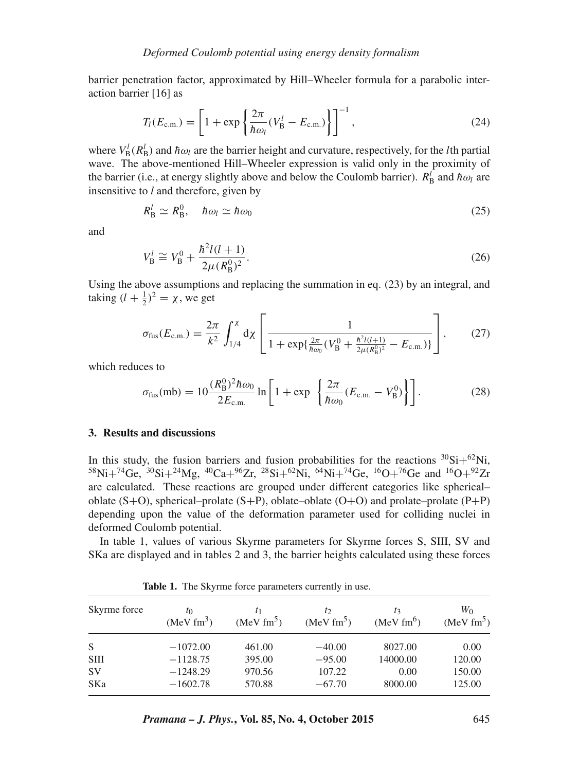barrier penetration factor, approximated by Hill–Wheeler formula for a parabolic interaction barrier [16] as

$$T_l(E_{\text{c.m.}}) = \left[1 + \exp\left\{\frac{2\pi}{\hbar\omega_l}(V_{\text{B}}^l - E_{\text{c.m.}})\right\}\right]^{-1}, \tag{24}$$

where $V_{\text{B}}^l(R_{\text{B}}^l)$ and $\hbar\omega_l$ are the barrier height and curvature, respectively, for the $l$th partial wave. The above-mentioned Hill–Wheeler expression is valid only in the proximity of the barrier (i.e., at energy slightly above and below the Coulomb barrier). $R_{\text{B}}^l$ and $\hbar\omega_l$ are insensitive to $l$ and therefore, given by

$$R_{\text{B}}^l \simeq R_{\text{B}}^0, \quad \hbar\omega_l \simeq \hbar\omega_0 \tag{25}$$

and

$$V_{\text{B}}^l \cong V_{\text{B}}^0 + \frac{\hbar^2 l(l+1)}{2\mu(R_{\text{B}}^0)^2}. \tag{26}$$

Using the above assumptions and replacing the summation in eq. (23) by an integral, and taking $(l + \frac{1}{2})^2 = \chi$, we get

$$\sigma_{\text{fus}}(E_{\text{c.m.}}) = \frac{2\pi}{k^2}\int_{1/4}^{\chi} \mathrm{d}\chi \left[\frac{1}{1 + \exp\{\frac{2\pi}{\hbar\omega_0}(V_{\text{B}}^0 + \frac{\hbar^2 l(l+1)}{2\mu(R_{\text{B}}^0)^2} - E_{\text{c.m.}})\}}\right], \tag{27}$$

which reduces to

$$\sigma_{\text{fus}}(\text{mb}) = 10\frac{(R_{\text{B}}^0)^2\hbar\omega_0}{2E_{\text{c.m.}}}\ln\left[1 + \exp\left\{\frac{2\pi}{\hbar\omega_0}(E_{\text{c.m.}} - V_{\text{B}}^0)\right\}\right]. \tag{28}$$

## 3. Results and discussions

In this study, the fusion barriers and fusion probabilities for the reactions $^{30}$Si+$^{62}$Ni, $^{58}$Ni+$^{74}$Ge, $^{30}$Si+$^{24}$Mg, $^{40}$Ca+$^{96}$Zr, $^{28}$Si+$^{62}$Ni, $^{64}$Ni+$^{74}$Ge, $^{16}$O+$^{76}$Ge and $^{16}$O+$^{92}$Zr are calculated. These reactions are grouped under different categories like spherical–oblate (S+O), spherical–prolate (S+P), oblate–oblate (O+O) and prolate–prolate (P+P) depending upon the value of the deformation parameter used for colliding nuclei in deformed Coulomb potential.

In table 1, values of various Skyrme parameters for Skyrme forces S, SIII, SV and SKa are displayed and in tables 2 and 3, the barrier heights calculated using these forces

**Table 1.** The Skyrme force parameters currently in use.

| Skyrme force | $t_0$ (MeV fm$^3$) | $t_1$ (MeV fm$^5$) | $t_2$ (MeV fm$^5$) | $t_3$ (MeV fm$^6$) | $W_0$ (MeV fm$^5$) |
|---|---|---|---|---|---|
| S | −1072.00 | 461.00 | −40.00 | 8027.00 | 0.00 |
| SIII | −1128.75 | 395.00 | −95.00 | 14000.00 | 120.00 |
| SV | −1248.29 | 970.56 | 107.22 | 0.00 | 150.00 |
| SKa | −1602.78 | 570.88 | −67.70 | 8000.00 | 125.00 |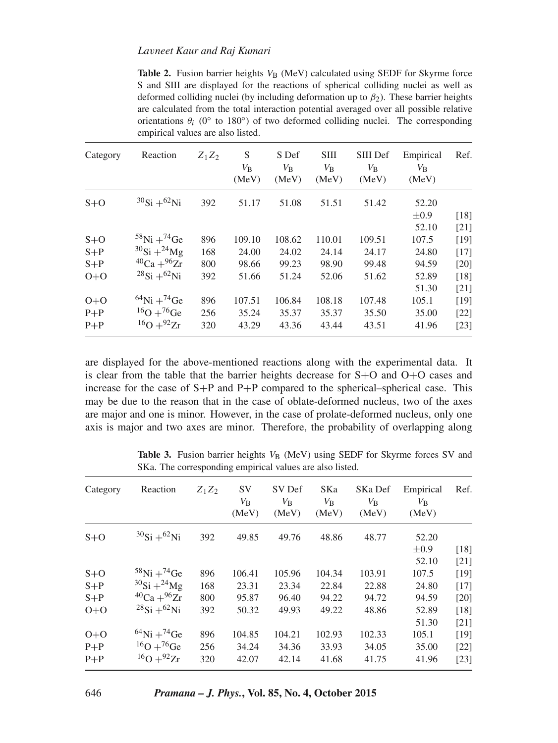**Table 2.** Fusion barrier heights $V_B$ (MeV) calculated using SEDF for Skyrme force S and SIII are displayed for the reactions of spherical colliding nuclei as well as deformed colliding nuclei (by including deformation up to $\beta_2$). These barrier heights are calculated from the total interaction potential averaged over all possible relative orientations $\theta_i$ (0° to 180°) of two deformed colliding nuclei. The corresponding empirical values are also listed.

| Category | Reaction | $Z_1 Z_2$ | S $V_B$ (MeV) | S Def $V_B$ (MeV) | SIII $V_B$ (MeV) | SIII Def $V_B$ (MeV) | Empirical $V_B$ (MeV) | Ref. |
|---|---|---|---|---|---|---|---|---|
| S+O | $^{30}Si + ^{62}Ni$ | 392 | 51.17 | 51.08 | 51.51 | 51.42 | 52.20 $\pm$0.9 | [18] |
| | | | | | | | 52.10 | [21] |
| S+O | $^{58}Ni + ^{74}Ge$ | 896 | 109.10 | 108.62 | 110.01 | 109.51 | 107.5 | [19] |
| S+P | $^{30}Si + ^{24}Mg$ | 168 | 24.00 | 24.02 | 24.14 | 24.17 | 24.80 | [17] |
| S+P | $^{40}Ca + ^{96}Zr$ | 800 | 98.66 | 99.23 | 98.90 | 99.48 | 94.59 | [20] |
| O+O | $^{28}Si + ^{62}Ni$ | 392 | 51.66 | 51.24 | 52.06 | 51.62 | 52.89 | [18] |
| | | | | | | | 51.30 | [21] |
| O+O | $^{64}Ni + ^{74}Ge$ | 896 | 107.51 | 106.84 | 108.18 | 107.48 | 105.1 | [19] |
| P+P | $^{16}O + ^{76}Ge$ | 256 | 35.24 | 35.37 | 35.37 | 35.50 | 35.00 | [22] |
| P+P | $^{16}O + ^{92}Zr$ | 320 | 43.29 | 43.36 | 43.44 | 43.51 | 41.96 | [23] |

are displayed for the above-mentioned reactions along with the experimental data. It is clear from the table that the barrier heights decrease for S+O and O+O cases and increase for the case of S+P and P+P compared to the spherical–spherical case. This may be due to the reason that in the case of oblate-deformed nucleus, two of the axes are major and one is minor. However, in the case of prolate-deformed nucleus, only one axis is major and two axes are minor. Therefore, the probability of overlapping along

**Table 3.** Fusion barrier heights $V_B$ (MeV) using SEDF for Skyrme forces SV and SKa. The corresponding empirical values are also listed.

| Category | Reaction | $Z_1 Z_2$ | SV $V_B$ (MeV) | SV Def $V_B$ (MeV) | SKa $V_B$ (MeV) | SKa Def $V_B$ (MeV) | Empirical $V_B$ (MeV) | Ref. |
|---|---|---|---|---|---|---|---|---|
| S+O | $^{30}Si + ^{62}Ni$ | 392 | 49.85 | 49.76 | 48.86 | 48.77 | 52.20 $\pm$0.9 | [18] |
| | | | | | | | 52.10 | [21] |
| S+O | $^{58}Ni + ^{74}Ge$ | 896 | 106.41 | 105.96 | 104.34 | 103.91 | 107.5 | [19] |
| S+P | $^{30}Si + ^{24}Mg$ | 168 | 23.31 | 23.34 | 22.84 | 22.88 | 24.80 | [17] |
| S+P | $^{40}Ca + ^{96}Zr$ | 800 | 95.87 | 96.40 | 94.22 | 94.72 | 94.59 | [20] |
| O+O | $^{28}Si + ^{62}Ni$ | 392 | 50.32 | 49.93 | 49.22 | 48.86 | 52.89 | [18] |
| | | | | | | | 51.30 | [21] |
| O+O | $^{64}Ni + ^{74}Ge$ | 896 | 104.85 | 104.21 | 102.93 | 102.33 | 105.1 | [19] |
| P+P | $^{16}O + ^{76}Ge$ | 256 | 34.24 | 34.36 | 33.93 | 34.05 | 35.00 | [22] |
| P+P | $^{16}O + ^{92}Zr$ | 320 | 42.07 | 42.14 | 41.68 | 41.75 | 41.96 | [23] |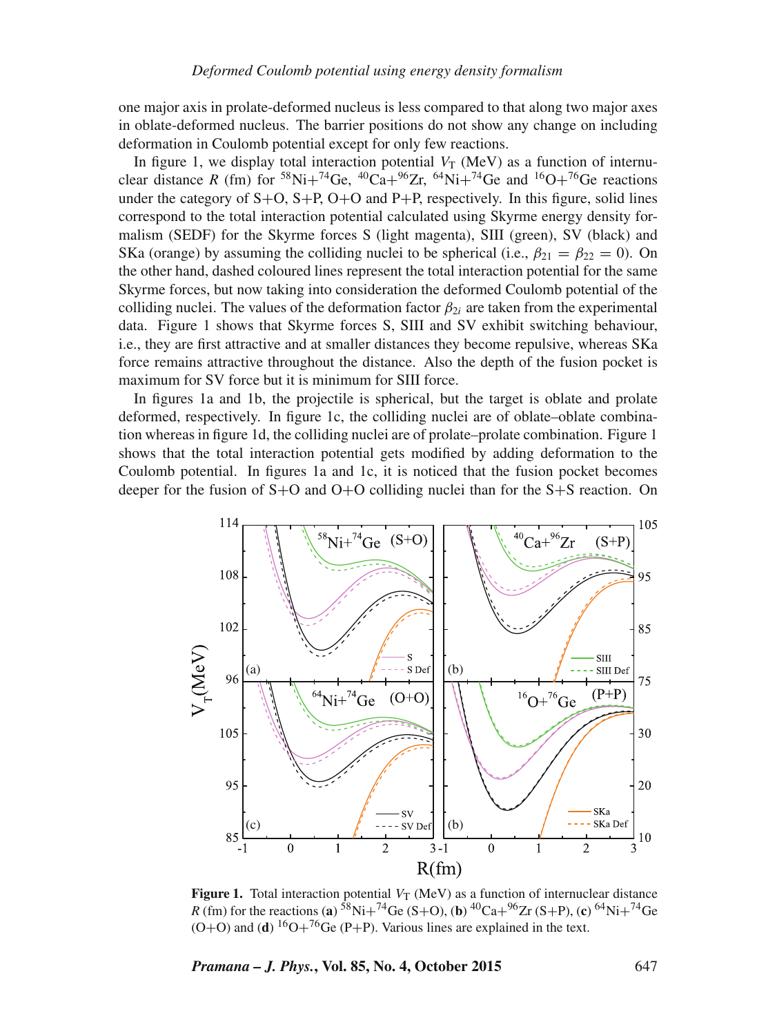one major axis in prolate-deformed nucleus is less compared to that along two major axes in oblate-deformed nucleus. The barrier positions do not show any change on including deformation in Coulomb potential except for only few reactions.

In figure 1, we display total interaction potential $V_T$ (MeV) as a function of internuclear distance $R$ (fm) for $^{58}$Ni+$^{74}$Ge, $^{40}$Ca+$^{96}$Zr, $^{64}$Ni+$^{74}$Ge and $^{16}$O+$^{76}$Ge reactions under the category of S+O, S+P, O+O and P+P, respectively. In this figure, solid lines correspond to the total interaction potential calculated using Skyrme energy density formalism (SEDF) for the Skyrme forces S (light magenta), SIII (green), SV (black) and SKa (orange) by assuming the colliding nuclei to be spherical (i.e., $\beta_{21} = \beta_{22} = 0$). On the other hand, dashed coloured lines represent the total interaction potential for the same Skyrme forces, but now taking into consideration the deformed Coulomb potential of the colliding nuclei. The values of the deformation factor $\beta_{2i}$ are taken from the experimental data. Figure 1 shows that Skyrme forces S, SIII and SV exhibit switching behaviour, i.e., they are first attractive and at smaller distances they become repulsive, whereas SKa force remains attractive throughout the distance. Also the depth of the fusion pocket is maximum for SV force but it is minimum for SIII force.

In figures 1a and 1b, the projectile is spherical, but the target is oblate and prolate deformed, respectively. In figure 1c, the colliding nuclei are of oblate–oblate combination whereas in figure 1d, the colliding nuclei are of prolate–prolate combination. Figure 1 shows that the total interaction potential gets modified by adding deformation to the Coulomb potential. In figures 1a and 1c, it is noticed that the fusion pocket becomes deeper for the fusion of S+O and O+O colliding nuclei than for the S+S reaction. On

**Figure 1.** Total interaction potential $V_T$ (MeV) as a function of internuclear distance $R$ (fm) for the reactions (**a**) $^{58}$Ni+$^{74}$Ge (S+O), (**b**) $^{40}$Ca+$^{96}$Zr (S+P), (**c**) $^{64}$Ni+$^{74}$Ge (O+O) and (**d**) $^{16}$O+$^{76}$Ge (P+P). Various lines are explained in the text.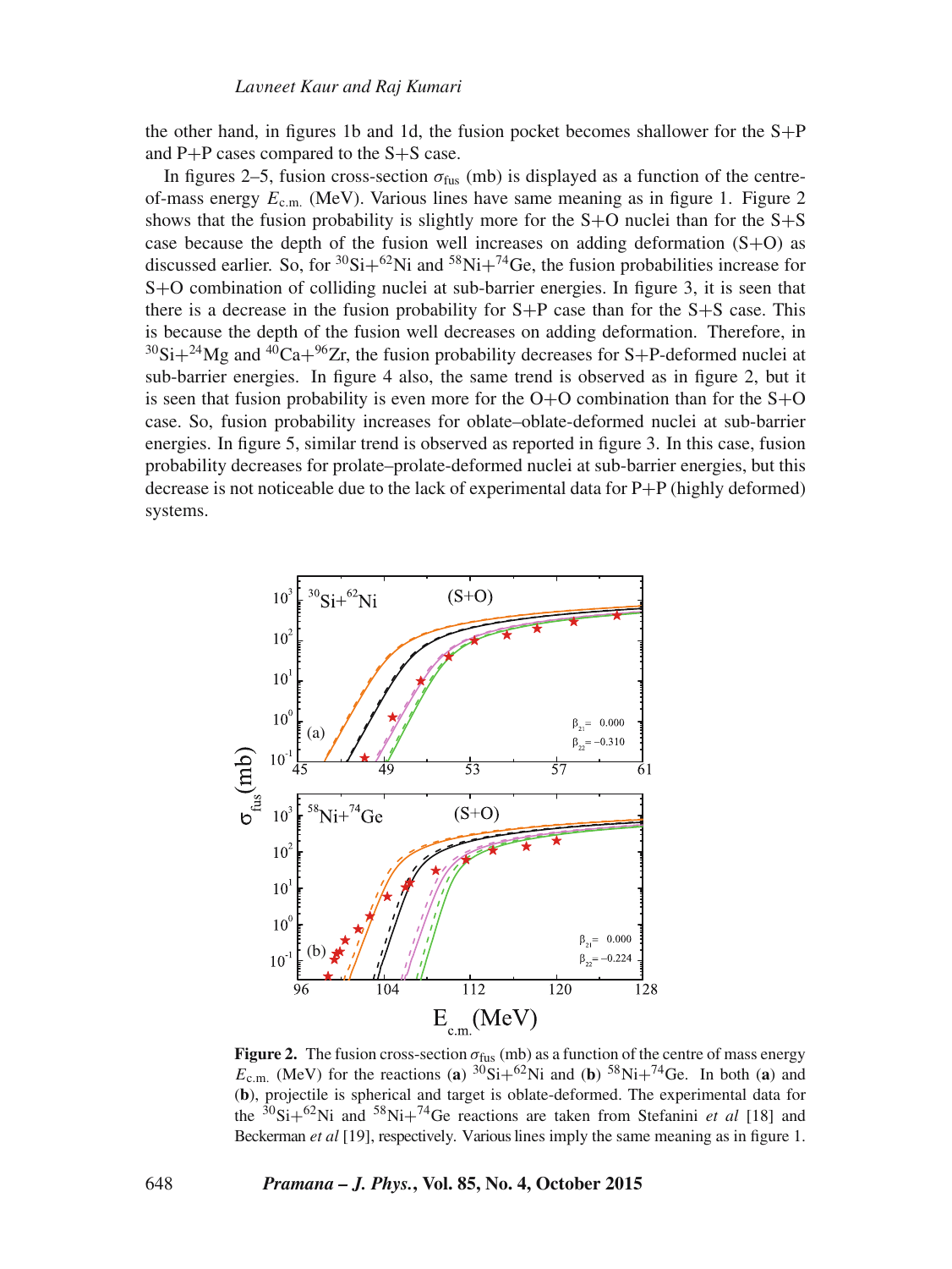the other hand, in figures 1b and 1d, the fusion pocket becomes shallower for the S+P and P+P cases compared to the S+S case.

In figures 2–5, fusion cross-section $\sigma_{\text{fus}}$ (mb) is displayed as a function of the centre-of-mass energy $E_{\text{c.m.}}$ (MeV). Various lines have same meaning as in figure 1. Figure 2 shows that the fusion probability is slightly more for the S+O nuclei than for the S+S case because the depth of the fusion well increases on adding deformation (S+O) as discussed earlier. So, for $^{30}$Si+$^{62}$Ni and $^{58}$Ni+$^{74}$Ge, the fusion probabilities increase for S+O combination of colliding nuclei at sub-barrier energies. In figure 3, it is seen that there is a decrease in the fusion probability for S+P case than for the S+S case. This is because the depth of the fusion well decreases on adding deformation. Therefore, in $^{30}$Si+$^{24}$Mg and $^{40}$Ca+$^{96}$Zr, the fusion probability decreases for S+P-deformed nuclei at sub-barrier energies. In figure 4 also, the same trend is observed as in figure 2, but it is seen that fusion probability is even more for the O+O combination than for the S+O case. So, fusion probability increases for oblate–oblate-deformed nuclei at sub-barrier energies. In figure 5, similar trend is observed as reported in figure 3. In this case, fusion probability decreases for prolate–prolate-deformed nuclei at sub-barrier energies, but this decrease is not noticeable due to the lack of experimental data for P+P (highly deformed) systems.

**Figure 2.** The fusion cross-section $\sigma_{\text{fus}}$ (mb) as a function of the centre of mass energy $E_{\text{c.m.}}$ (MeV) for the reactions (**a**) $^{30}$Si+$^{62}$Ni and (**b**) $^{58}$Ni+$^{74}$Ge. In both (**a**) and (**b**), projectile is spherical and target is oblate-deformed. The experimental data for the $^{30}$Si+$^{62}$Ni and $^{58}$Ni+$^{74}$Ge reactions are taken from Stefanini *et al* [18] and Beckerman *et al* [19], respectively. Various lines imply the same meaning as in figure 1.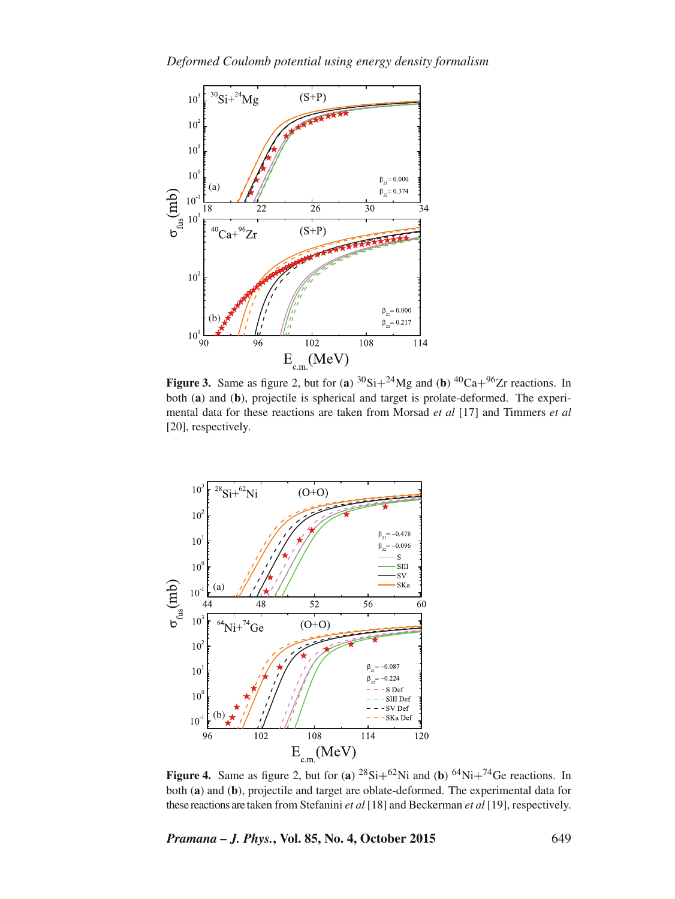**Figure 3.** Same as figure 2, but for (**a**) $^{30}$Si+$^{24}$Mg and (**b**) $^{40}$Ca+$^{96}$Zr reactions. In both (**a**) and (**b**), projectile is spherical and target is prolate-deformed. The experimental data for these reactions are taken from Morsad *et al* [17] and Timmers *et al* [20], respectively.

**Figure 4.** Same as figure 2, but for (**a**) $^{28}$Si+$^{62}$Ni and (**b**) $^{64}$Ni+$^{74}$Ge reactions. In both (**a**) and (**b**), projectile and target are oblate-deformed. The experimental data for these reactions are taken from Stefanini *et al* [18] and Beckerman *et al* [19], respectively.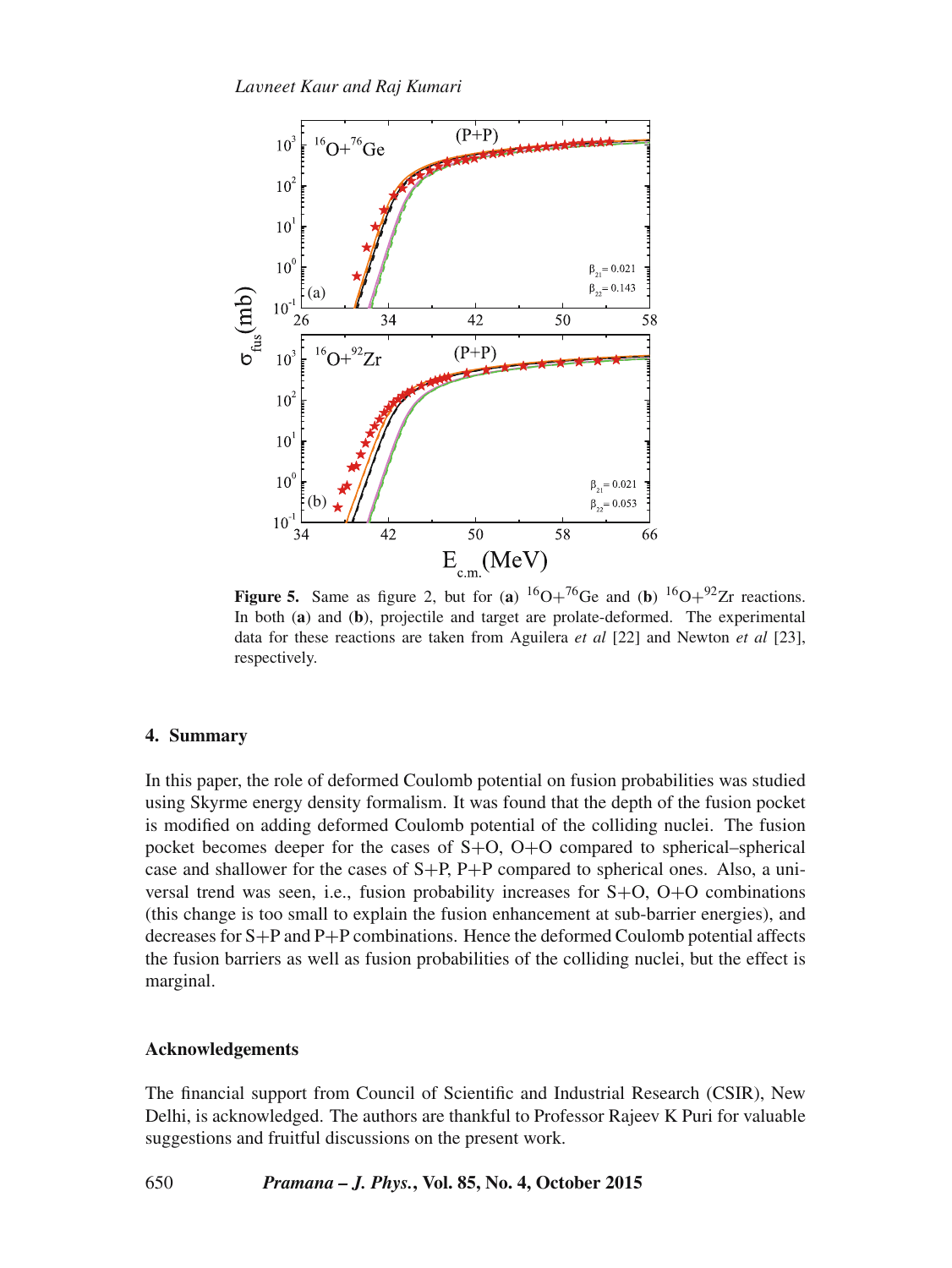**Figure 5.** Same as figure 2, but for (**a**) $^{16}O+^{76}Ge$ and (**b**) $^{16}O+^{92}Zr$ reactions. In both (**a**) and (**b**), projectile and target are prolate-deformed. The experimental data for these reactions are taken from Aguilera *et al* [22] and Newton *et al* [23], respectively.

## 4. Summary

In this paper, the role of deformed Coulomb potential on fusion probabilities was studied using Skyrme energy density formalism. It was found that the depth of the fusion pocket is modified on adding deformed Coulomb potential of the colliding nuclei. The fusion pocket becomes deeper for the cases of S+O, O+O compared to spherical–spherical case and shallower for the cases of S+P, P+P compared to spherical ones. Also, a universal trend was seen, i.e., fusion probability increases for S+O, O+O combinations (this change is too small to explain the fusion enhancement at sub-barrier energies), and decreases for S+P and P+P combinations. Hence the deformed Coulomb potential affects the fusion barriers as well as fusion probabilities of the colliding nuclei, but the effect is marginal.

### Acknowledgements

The financial support from Council of Scientific and Industrial Research (CSIR), New Delhi, is acknowledged. The authors are thankful to Professor Rajeev K Puri for valuable suggestions and fruitful discussions on the present work.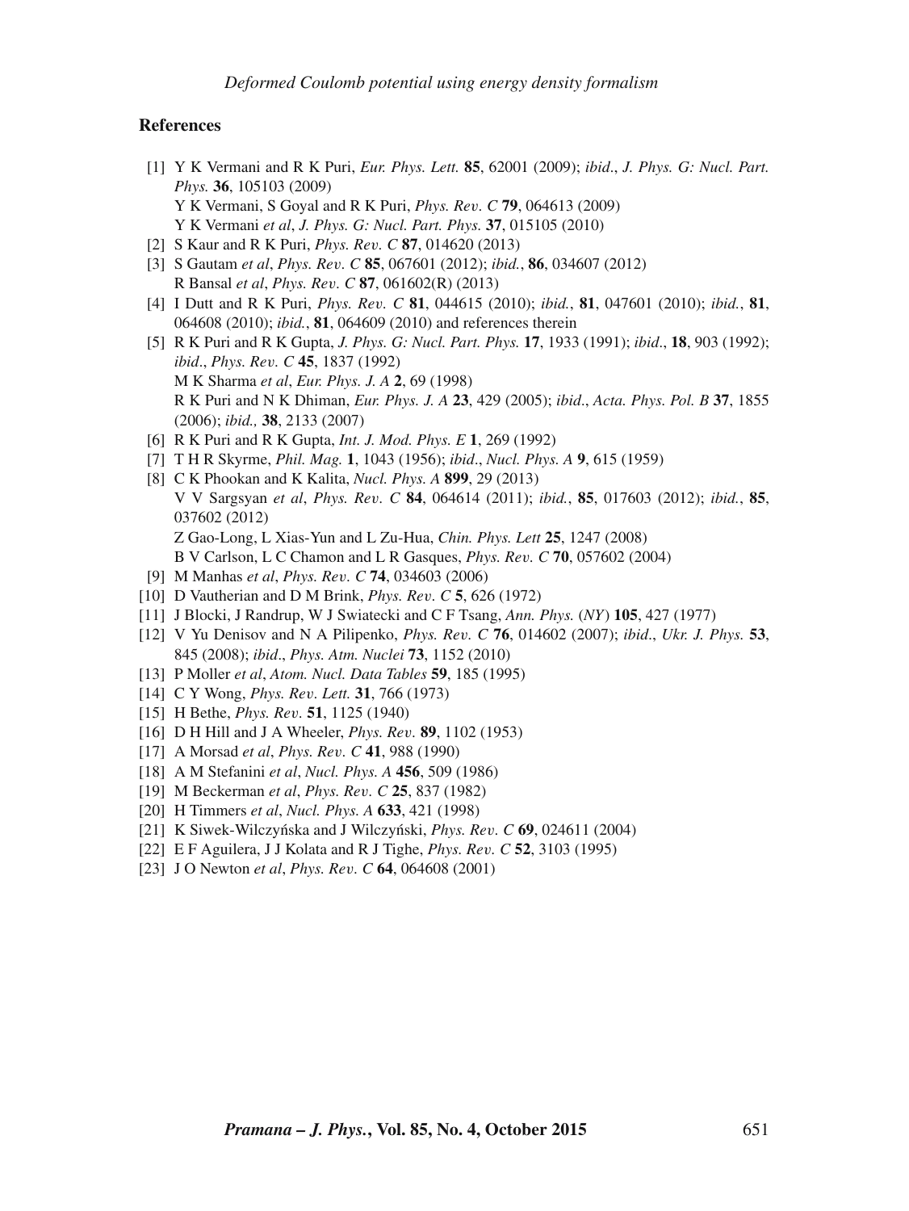## References

[1] Y K Vermani and R K Puri, *Eur. Phys. Lett.* **85**, 62001 (2009); *ibid*., *J. Phys. G: Nucl. Part. Phys.* **36**, 105103 (2009)
Y K Vermani, S Goyal and R K Puri, *Phys. Rev. C* **79**, 064613 (2009)
Y K Vermani *et al*, *J. Phys. G: Nucl. Part. Phys.* **37**, 015105 (2010)

[2] S Kaur and R K Puri, *Phys. Rev. C* **87**, 014620 (2013)

[3] S Gautam *et al*, *Phys. Rev. C* **85**, 067601 (2012); *ibid.*, **86**, 034607 (2012)
R Bansal *et al*, *Phys. Rev. C* **87**, 061602(R) (2013)

[4] I Dutt and R K Puri, *Phys. Rev. C* **81**, 044615 (2010); *ibid.*, **81**, 047601 (2010); *ibid.*, **81**, 064608 (2010); *ibid.*, **81**, 064609 (2010) and references therein

[5] R K Puri and R K Gupta, *J. Phys. G: Nucl. Part. Phys.* **17**, 1933 (1991); *ibid*., **18**, 903 (1992); *ibid*., *Phys. Rev. C* **45**, 1837 (1992)
M K Sharma *et al*, *Eur. Phys. J. A* **2**, 69 (1998)
R K Puri and N K Dhiman, *Eur. Phys. J. A* **23**, 429 (2005); *ibid*., *Acta. Phys. Pol. B* **37**, 1855 (2006); *ibid.,* **38**, 2133 (2007)

[6] R K Puri and R K Gupta, *Int. J. Mod. Phys. E* **1**, 269 (1992)

[7] T H R Skyrme, *Phil. Mag.* **1**, 1043 (1956); *ibid*., *Nucl. Phys. A* **9**, 615 (1959)

[8] C K Phookan and K Kalita, *Nucl. Phys. A* **899**, 29 (2013)
V V Sargsyan *et al*, *Phys. Rev. C* **84**, 064614 (2011); *ibid.*, **85**, 017603 (2012); *ibid.*, **85**, 037602 (2012)
Z Gao-Long, L Xias-Yun and L Zu-Hua, *Chin. Phys. Lett* **25**, 1247 (2008)
B V Carlson, L C Chamon and L R Gasques, *Phys. Rev. C* **70**, 057602 (2004)

[9] M Manhas *et al*, *Phys. Rev. C* **74**, 034603 (2006)

[10] D Vautherian and D M Brink, *Phys. Rev. C* **5**, 626 (1972)

[11] J Blocki, J Randrup, W J Swiatecki and C F Tsang, *Ann. Phys.* (*NY*) **105**, 427 (1977)

[12] V Yu Denisov and N A Pilipenko, *Phys. Rev. C* **76**, 014602 (2007); *ibid*., *Ukr. J. Phys.* **53**, 845 (2008); *ibid*., *Phys. Atm. Nuclei* **73**, 1152 (2010)

[13] P Moller *et al*, *Atom. Nucl. Data Tables* **59**, 185 (1995)

[14] C Y Wong, *Phys. Rev. Lett.* **31**, 766 (1973)

[15] H Bethe, *Phys. Rev.* **51**, 1125 (1940)

[16] D H Hill and J A Wheeler, *Phys. Rev.* **89**, 1102 (1953)

[17] A Morsad *et al*, *Phys. Rev. C* **41**, 988 (1990)

[18] A M Stefanini *et al*, *Nucl. Phys. A* **456**, 509 (1986)

[19] M Beckerman *et al*, *Phys. Rev. C* **25**, 837 (1982)

[20] H Timmers *et al*, *Nucl. Phys. A* **633**, 421 (1998)

[21] K Siwek-Wilczyńska and J Wilczyński, *Phys. Rev. C* **69**, 024611 (2004)

[22] E F Aguilera, J J Kolata and R J Tighe, *Phys. Rev. C* **52**, 3103 (1995)

[23] J O Newton *et al*, *Phys. Rev. C* **64**, 064608 (2001)